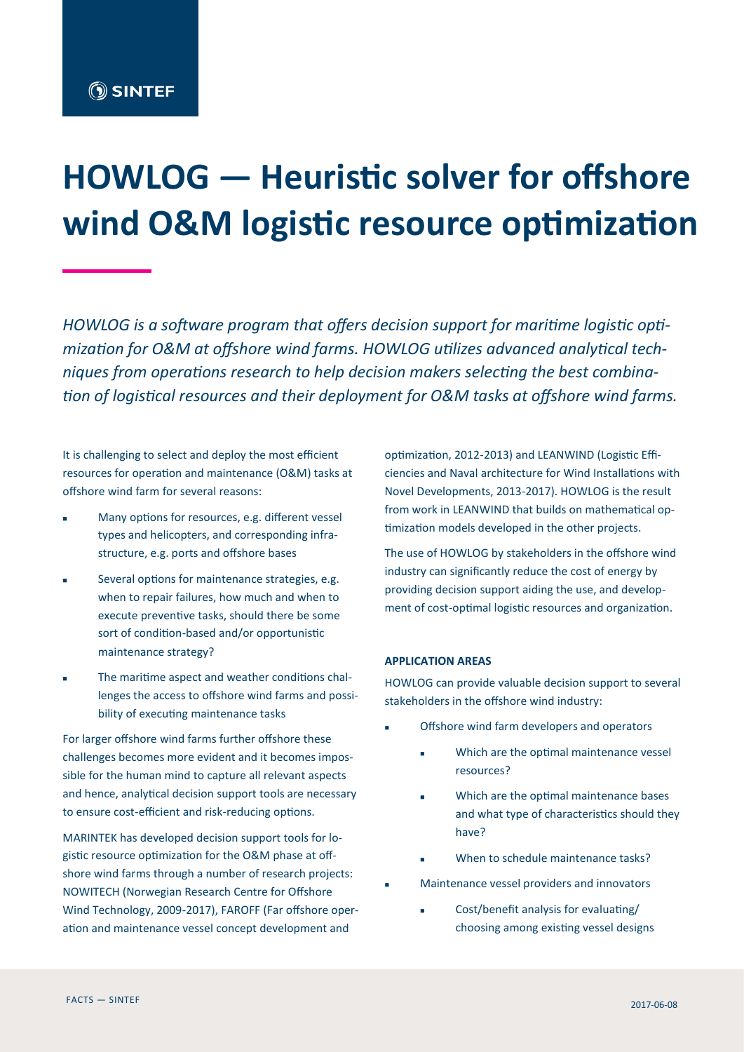# HOWLOG — Heuristic solver for offshore wind O&M logistic resource optimization

*HOWLOG is a software program that offers decision support for maritime logistic optimization for O&M at offshore wind farms. HOWLOG utilizes advanced analytical techniques from operations research to help decision makers selecting the best combination of logistical resources and their deployment for O&M tasks at offshore wind farms.*

It is challenging to select and deploy the most efficient resources for operation and maintenance (O&M) tasks at offshore wind farm for several reasons:

- Many options for resources, e.g. different vessel types and helicopters, and corresponding infrastructure, e.g. ports and offshore bases
- Several options for maintenance strategies, e.g. when to repair failures, how much and when to execute preventive tasks, should there be some sort of condition-based and/or opportunistic maintenance strategy?
- The maritime aspect and weather conditions challenges the access to offshore wind farms and possibility of executing maintenance tasks

For larger offshore wind farms further offshore these challenges becomes more evident and it becomes impossible for the human mind to capture all relevant aspects and hence, analytical decision support tools are necessary to ensure cost-efficient and risk-reducing options.

MARINTEK has developed decision support tools for logistic resource optimization for the O&M phase at offshore wind farms through a number of research projects: NOWITECH (Norwegian Research Centre for Offshore Wind Technology, 2009-2017), FAROFF (Far offshore operation and maintenance vessel concept development and optimization, 2012-2013) and LEANWIND (Logistic Efficiencies and Naval architecture for Wind Installations with Novel Developments, 2013-2017). HOWLOG is the result from work in LEANWIND that builds on mathematical optimization models developed in the other projects.

The use of HOWLOG by stakeholders in the offshore wind industry can significantly reduce the cost of energy by providing decision support aiding the use, and development of cost-optimal logistic resources and organization.

**APPLICATION AREAS**

HOWLOG can provide valuable decision support to several stakeholders in the offshore wind industry:

- Offshore wind farm developers and operators
  - Which are the optimal maintenance vessel resources?
  - Which are the optimal maintenance bases and what type of characteristics should they have?
  - When to schedule maintenance tasks?
- Maintenance vessel providers and innovators
  - Cost/benefit analysis for evaluating/ choosing among existing vessel designs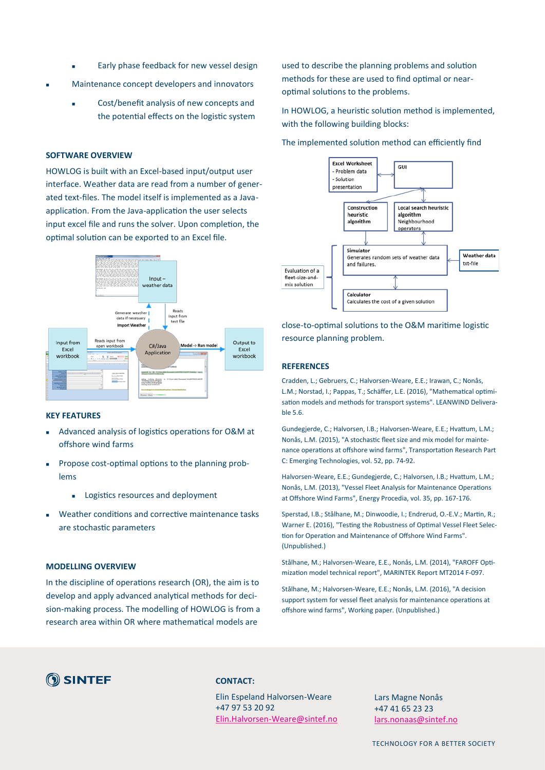- Early phase feedback for new vessel design
- Maintenance concept developers and innovators
    - Cost/benefit analysis of new concepts and the potential effects on the logistic system

## SOFTWARE OVERVIEW

HOWLOG is built with an Excel-based input/output user interface. Weather data are read from a number of generated text-files. The model itself is implemented as a Java-application. From the Java-application the user selects input excel file and runs the solver. Upon completion, the optimal solution can be exported to an Excel file.

Input – weather data

Generate weather data if necessary

Import Weather

Reads input from text file

Input from Excel workbook

Reads input from open workbook

C#/Java Application

Model -> Run model

Output to Excel workbook

## KEY FEATURES

- Advanced analysis of logistics operations for O&M at offshore wind farms
- Propose cost-optimal options to the planning problems
    - Logistics resources and deployment
- Weather conditions and corrective maintenance tasks are stochastic parameters

## MODELLING OVERVIEW

In the discipline of operations research (OR), the aim is to develop and apply advanced analytical methods for decision-making process. The modelling of HOWLOG is from a research area within OR where mathematical models are used to describe the planning problems and solution methods for these are used to find optimal or near-optimal solutions to the problems.

In HOWLOG, a heuristic solution method is implemented, with the following building blocks:

The implemented solution method can efficiently find

Excel Worksheet
- Problem data
- Solution presentation

GUI

Construction heuristic algorithm

Local search heuristic algorithm
Neighbourhood operators

Simulator
Generates random sets of weather data and failures.

Weather data
txt-file

Evaluation of a fleet-size-and-mix solution

Calculator
Calculates the cost of a given solution

close-to-optimal solutions to the O&M maritime logistic resource planning problem.

## REFERENCES

Cradden, L.; Gebruers, C.; Halvorsen-Weare, E.E.; Irawan, C.; Nonås, L.M.; Norstad, I.; Pappas, T.; Schäffer, L.E. (2016), "Mathematical optimisation models and methods for transport systems". LEANWIND Deliverable 5.6.

Gundegjerde, C.; Halvorsen, I.B.; Halvorsen-Weare, E.E.; Hvattum, L.M.; Nonås, L.M. (2015), "A stochastic fleet size and mix model for maintenance operations at offshore wind farms", Transportation Research Part C: Emerging Technologies, vol. 52, pp. 74-92.

Halvorsen-Weare, E.E.; Gundegjerde, C.; Halvorsen, I.B.; Hvattum, L.M.; Nonås, L.M. (2013), "Vessel Fleet Analysis for Maintenance Operations at Offshore Wind Farms", Energy Procedia, vol. 35, pp. 167-176.

Sperstad, I.B.; Stålhane, M.; Dinwoodie, I.; Endrerud, O.-E.V.; Martin, R.; Warner E. (2016), "Testing the Robustness of Optimal Vessel Fleet Selection for Operation and Maintenance of Offshore Wind Farms". (Unpublished.)

Stålhane, M.; Halvorsen-Weare, E.E., Nonås, L.M. (2014), "FAROFF Optimization model technical report", MARINTEK Report MT2014 F-097.

Stålhane, M.; Halvorsen-Weare, E.E.; Nonås, L.M. (2016), "A decision support system for vessel fleet analysis for maintenance operations at offshore wind farms", Working paper. (Unpublished.)

SINTEF

**CONTACT:**

Elin Espeland Halvorsen-Weare
+47 97 53 20 92
Elin.Halvorsen-Weare@sintef.no

Lars Magne Nonås
+47 41 65 23 23
lars.nonaas@sintef.no

TECHNOLOGY FOR A BETTER SOCIETY